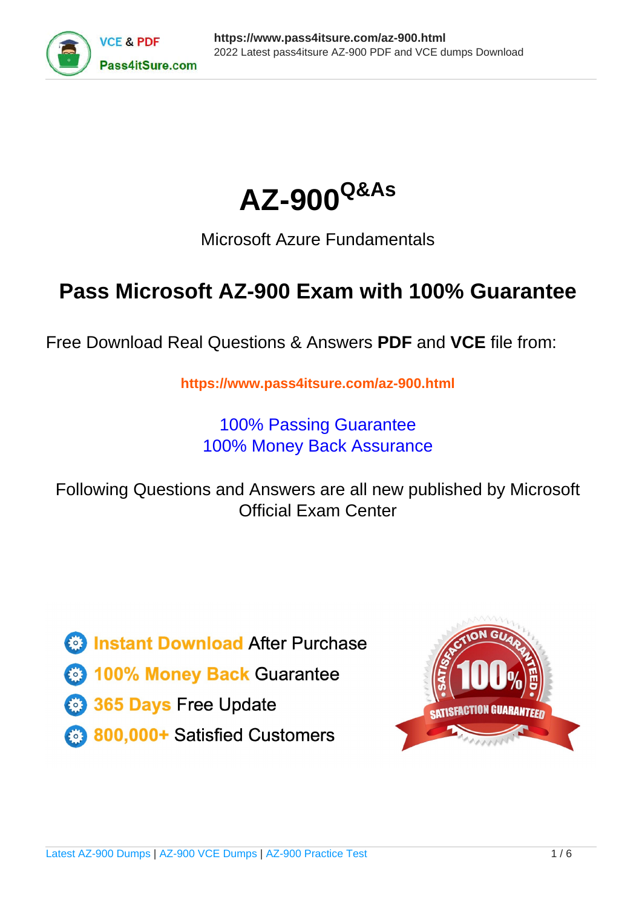# AZ-900[Q&As]

Microsoft Azure Fundamentals

## Pass Microsoft AZ-900 Exam with 100% Guarantee

Free Download Real Questions & Answers **PDF** and **VCE** file from:

**https://www.pass4itsure.com/az-900.html**

100% Passing Guarantee
100% Money Back Assurance

Following Questions and Answers are all new published by Microsoft Official Exam Center

- **Instant Download** After Purchase
- **100% Money Back** Guarantee
- **365 Days** Free Update
- **800,000+** Satisfied Customers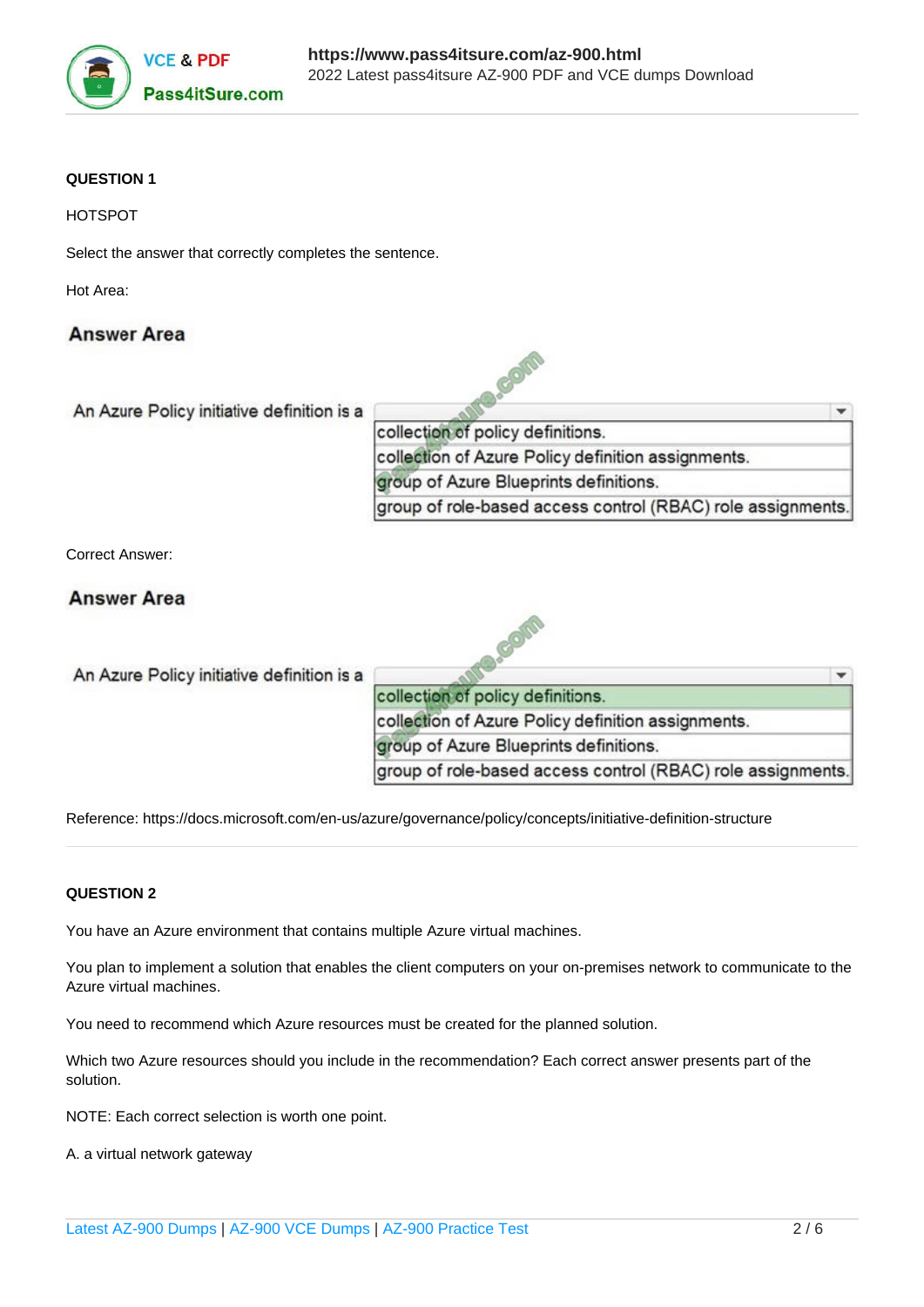**QUESTION 1**

HOTSPOT

Select the answer that correctly completes the sentence.

Hot Area:

**Answer Area**

An Azure Policy initiative definition is a

- collection of policy definitions.
- collection of Azure Policy definition assignments.
- group of Azure Blueprints definitions.
- group of role-based access control (RBAC) role assignments.

Correct Answer:

**Answer Area**

An Azure Policy initiative definition is a

- **collection of policy definitions.**
- collection of Azure Policy definition assignments.
- group of Azure Blueprints definitions.
- group of role-based access control (RBAC) role assignments.

Reference: https://docs.microsoft.com/en-us/azure/governance/policy/concepts/initiative-definition-structure

---

**QUESTION 2**

You have an Azure environment that contains multiple Azure virtual machines.

You plan to implement a solution that enables the client computers on your on-premises network to communicate to the Azure virtual machines.

You need to recommend which Azure resources must be created for the planned solution.

Which two Azure resources should you include in the recommendation? Each correct answer presents part of the solution.

NOTE: Each correct selection is worth one point.

A. a virtual network gateway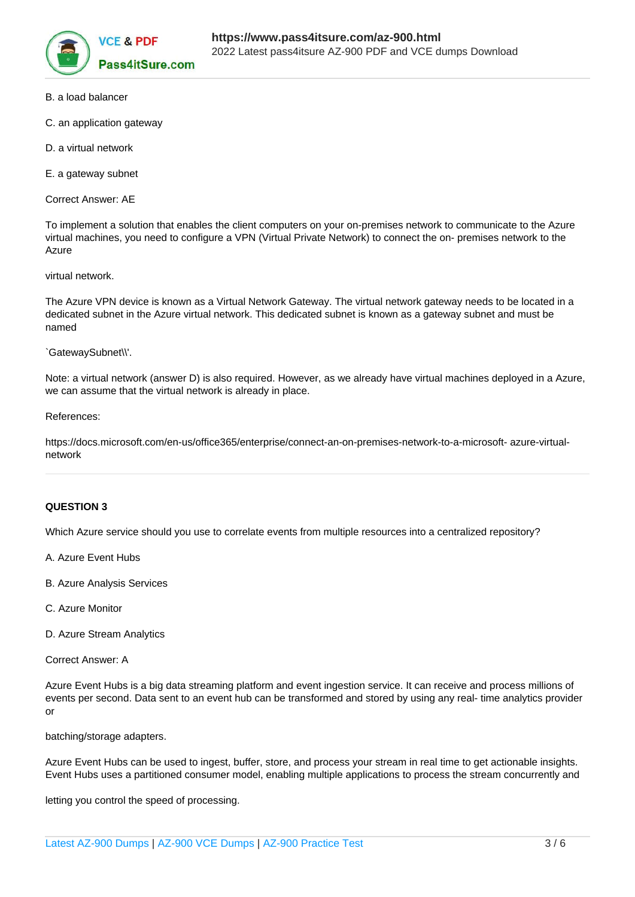B. a load balancer

C. an application gateway

D. a virtual network

E. a gateway subnet

Correct Answer: AE

To implement a solution that enables the client computers on your on-premises network to communicate to the Azure virtual machines, you need to configure a VPN (Virtual Private Network) to connect the on- premises network to the Azure

virtual network.

The Azure VPN device is known as a Virtual Network Gateway. The virtual network gateway needs to be located in a dedicated subnet in the Azure virtual network. This dedicated subnet is known as a gateway subnet and must be named

`GatewaySubnet\\'.

Note: a virtual network (answer D) is also required. However, as we already have virtual machines deployed in a Azure, we can assume that the virtual network is already in place.

References:

https://docs.microsoft.com/en-us/office365/enterprise/connect-an-on-premises-network-to-a-microsoft- azure-virtual-network

**QUESTION 3**

Which Azure service should you use to correlate events from multiple resources into a centralized repository?

A. Azure Event Hubs

B. Azure Analysis Services

C. Azure Monitor

D. Azure Stream Analytics

Correct Answer: A

Azure Event Hubs is a big data streaming platform and event ingestion service. It can receive and process millions of events per second. Data sent to an event hub can be transformed and stored by using any real- time analytics provider or

batching/storage adapters.

Azure Event Hubs can be used to ingest, buffer, store, and process your stream in real time to get actionable insights. Event Hubs uses a partitioned consumer model, enabling multiple applications to process the stream concurrently and

letting you control the speed of processing.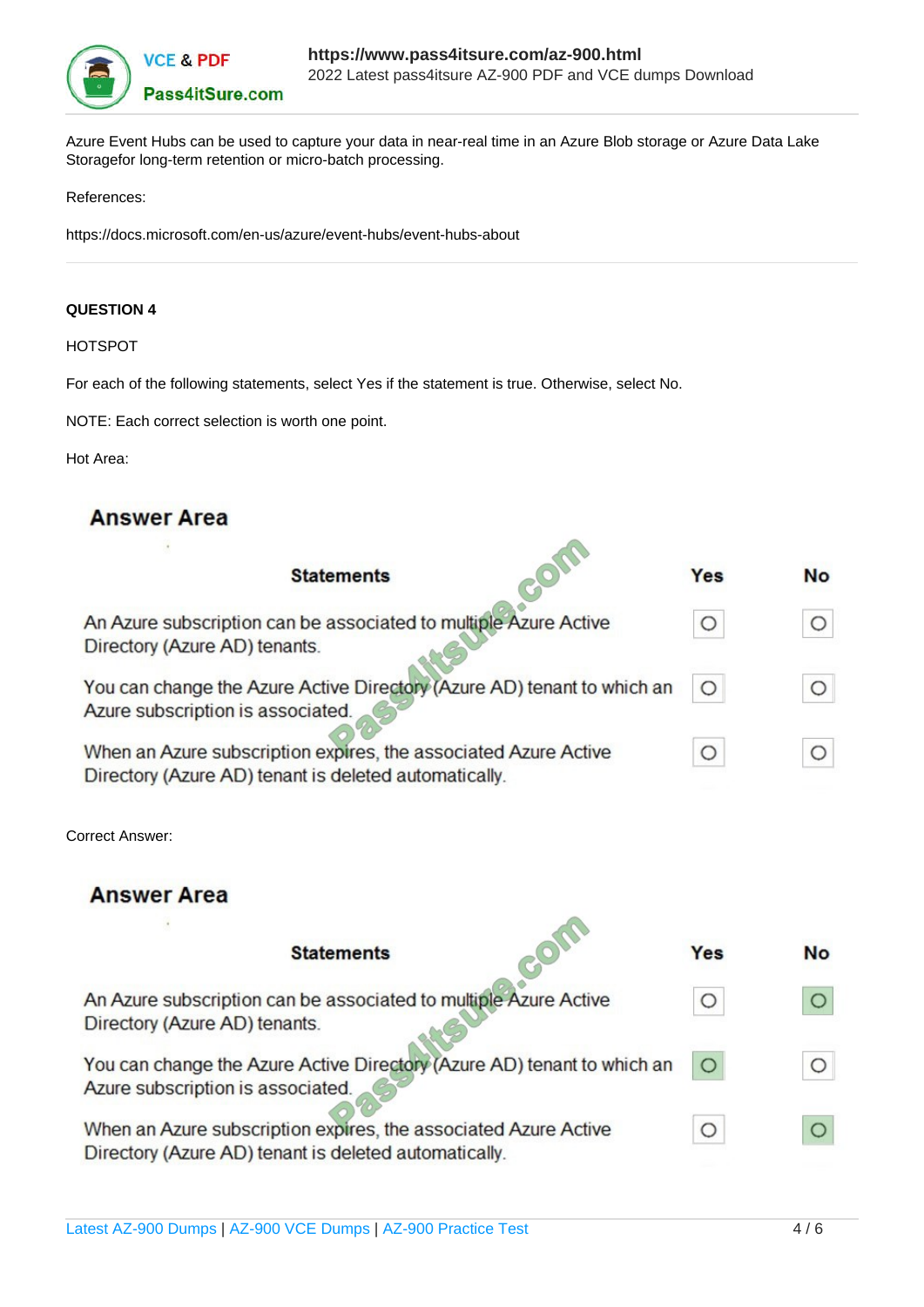Azure Event Hubs can be used to capture your data in near-real time in an Azure Blob storage or Azure Data Lake Storagefor long-term retention or micro-batch processing.

References:

https://docs.microsoft.com/en-us/azure/event-hubs/event-hubs-about

---

**QUESTION 4**

HOTSPOT

For each of the following statements, select Yes if the statement is true. Otherwise, select No.

NOTE: Each correct selection is worth one point.

Hot Area:

**Answer Area**

| Statements | Yes | No |
|---|---|---|
| An Azure subscription can be associated to multiple Azure Active Directory (Azure AD) tenants. | ○ | ○ |
| You can change the Azure Active Directory (Azure AD) tenant to which an Azure subscription is associated. | ○ | ○ |
| When an Azure subscription expires, the associated Azure Active Directory (Azure AD) tenant is deleted automatically. | ○ | ○ |

Correct Answer:

**Answer Area**

| Statements | Yes | No |
|---|---|---|
| An Azure subscription can be associated to multiple Azure Active Directory (Azure AD) tenants. | ○ | ● (selected) |
| You can change the Azure Active Directory (Azure AD) tenant to which an Azure subscription is associated. | ● (selected) | ○ |
| When an Azure subscription expires, the associated Azure Active Directory (Azure AD) tenant is deleted automatically. | ○ | ● (selected) |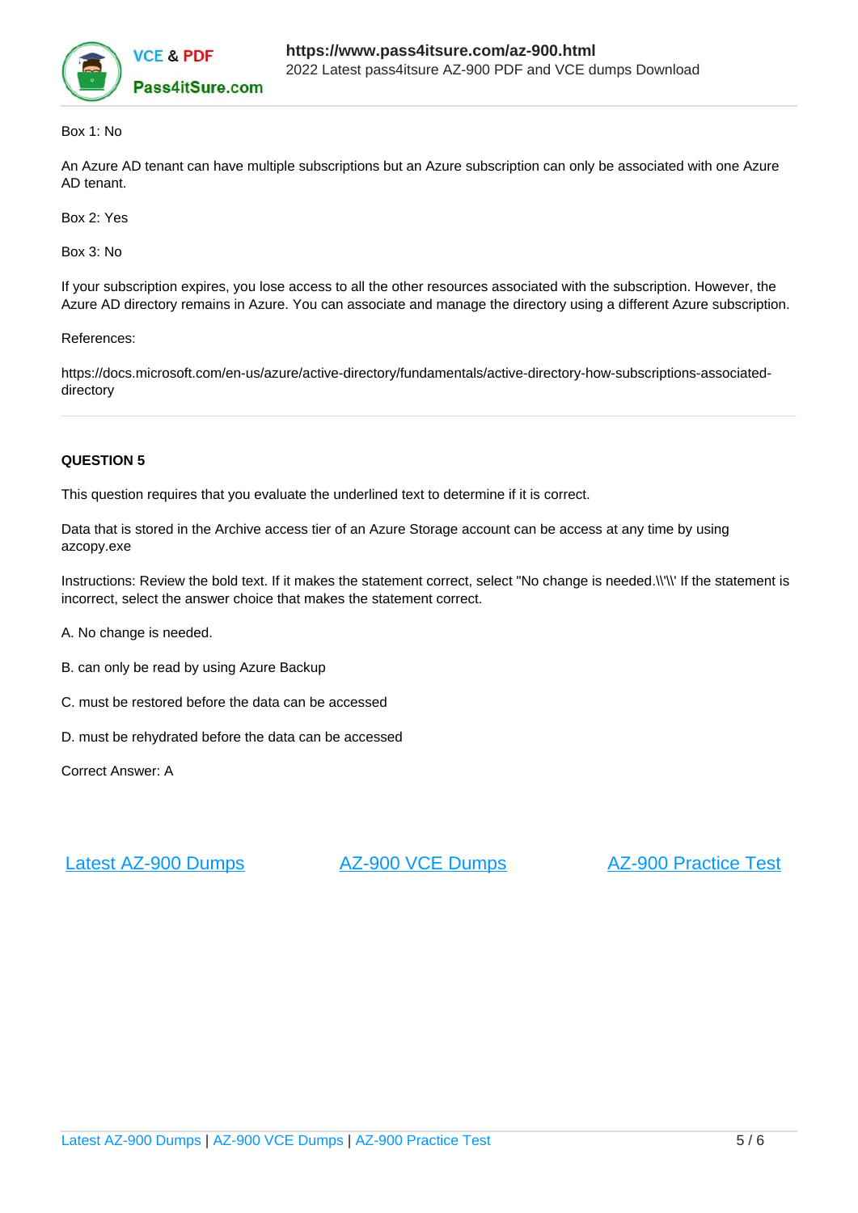Box 1: No

An Azure AD tenant can have multiple subscriptions but an Azure subscription can only be associated with one Azure AD tenant.

Box 2: Yes

Box 3: No

If your subscription expires, you lose access to all the other resources associated with the subscription. However, the Azure AD directory remains in Azure. You can associate and manage the directory using a different Azure subscription.

References:

https://docs.microsoft.com/en-us/azure/active-directory/fundamentals/active-directory-how-subscriptions-associated-directory

---

**QUESTION 5**

This question requires that you evaluate the underlined text to determine if it is correct.

Data that is stored in the Archive access tier of an Azure Storage account can be access at any time by using azcopy.exe

Instructions: Review the bold text. If it makes the statement correct, select "No change is needed.\\'\\' If the statement is incorrect, select the answer choice that makes the statement correct.

A. No change is needed.

B. can only be read by using Azure Backup

C. must be restored before the data can be accessed

D. must be rehydrated before the data can be accessed

Correct Answer: A

[Latest AZ-900 Dumps](https://www.pass4itsure.com/az-900.html) [AZ-900 VCE Dumps](https://www.pass4itsure.com/az-900.html) [AZ-900 Practice Test](https://www.pass4itsure.com/az-900.html)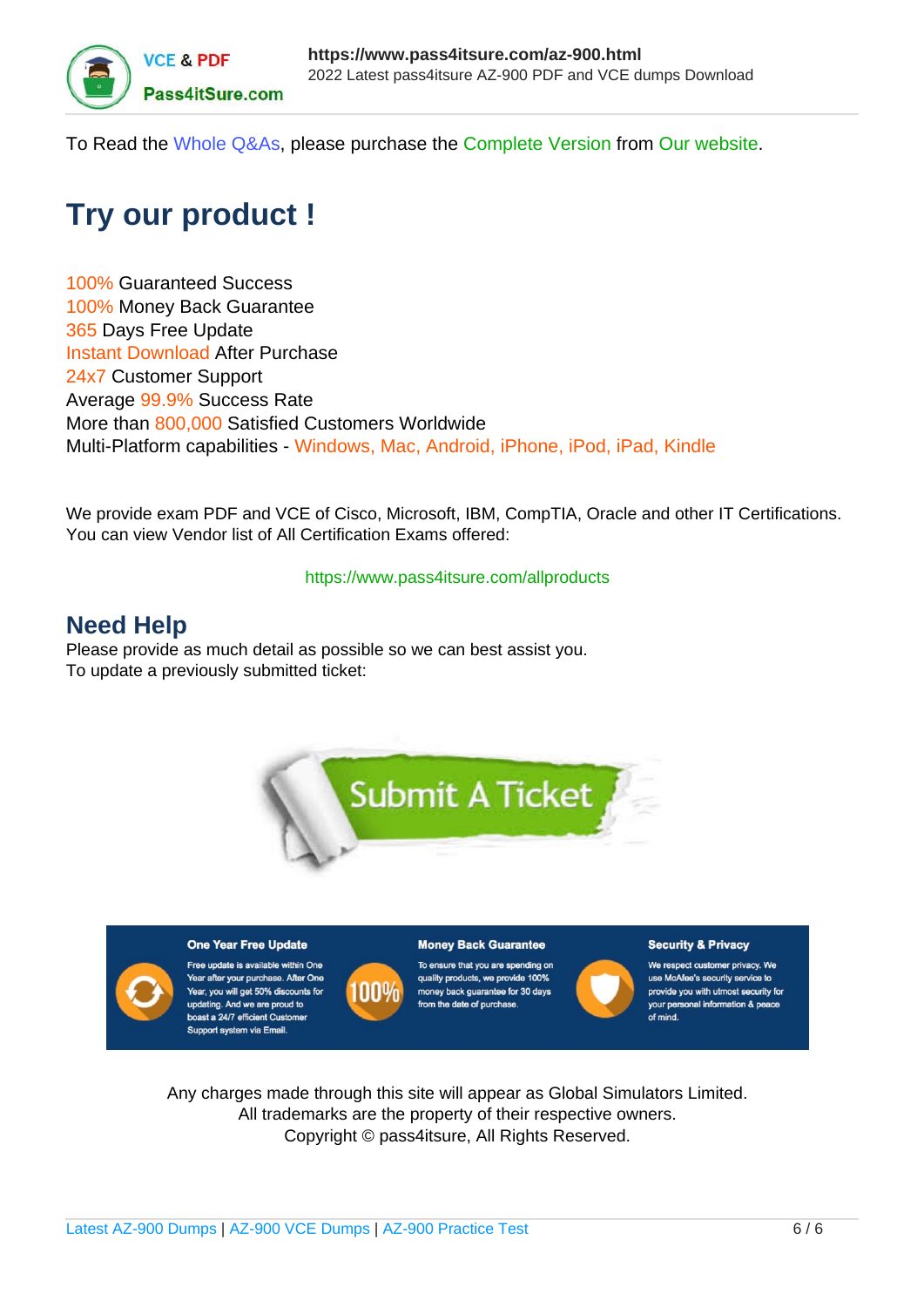To Read the Whole Q&As, please purchase the Complete Version from Our website.

# Try our product !

100% Guaranteed Success
100% Money Back Guarantee
365 Days Free Update
Instant Download After Purchase
24x7 Customer Support
Average 99.9% Success Rate
More than 800,000 Satisfied Customers Worldwide
Multi-Platform capabilities - Windows, Mac, Android, iPhone, iPod, iPad, Kindle

We provide exam PDF and VCE of Cisco, Microsoft, IBM, CompTIA, Oracle and other IT Certifications.
You can view Vendor list of All Certification Exams offered:

https://www.pass4itsure.com/allproducts

## Need Help

Please provide as much detail as possible so we can best assist you.
To update a previously submitted ticket:

Submit A Ticket

**One Year Free Update**
Free update is available within One Year after your purchase. After One Year, you will get 50% discounts for updating. And we are proud to boast a 24/7 efficient Customer Support system via Email.

**Money Back Guarantee**
To ensure that you are spending on quality products, we provide 100% money back guarantee for 30 days from the date of purchase.

**Security & Privacy**
We respect customer privacy. We use McAfee's security service to provide you with utmost security for your personal information & peace of mind.

Any charges made through this site will appear as Global Simulators Limited.
All trademarks are the property of their respective owners.
Copyright © pass4itsure, All Rights Reserved.